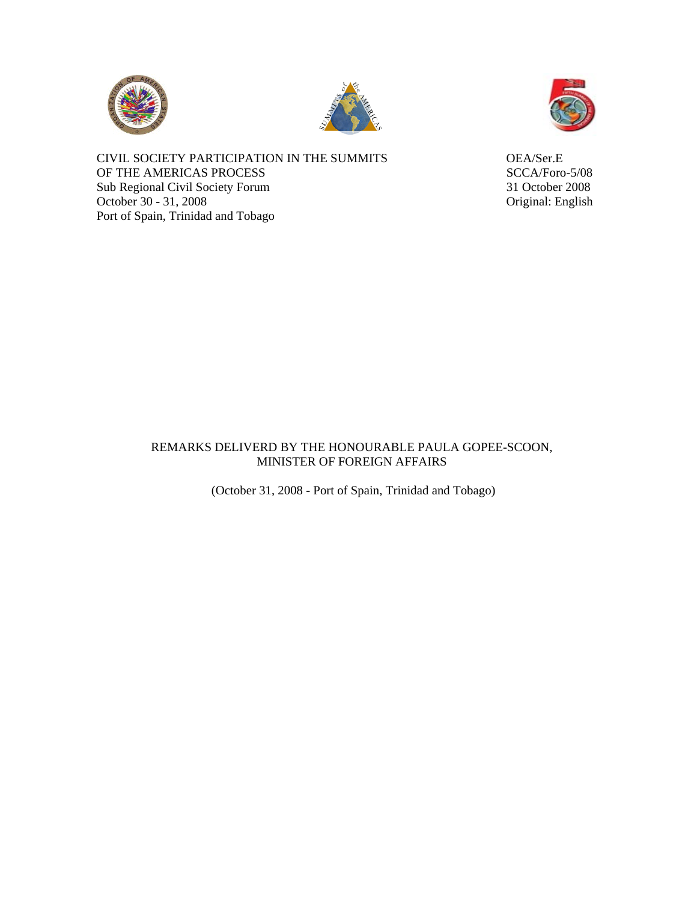CIVIL SOCIETY PARTICIPATION IN THE SUMMITS OF THE AMERICAS PROCESS
Sub Regional Civil Society Forum
October 30 - 31, 2008
Port of Spain, Trinidad and Tobago

OEA/Ser.E
SCCA/Foro-5/08
31 October 2008
Original: English

# REMARKS DELIVERD BY THE HONOURABLE PAULA GOPEE-SCOON, MINISTER OF FOREIGN AFFAIRS

(October 31, 2008 - Port of Spain, Trinidad and Tobago)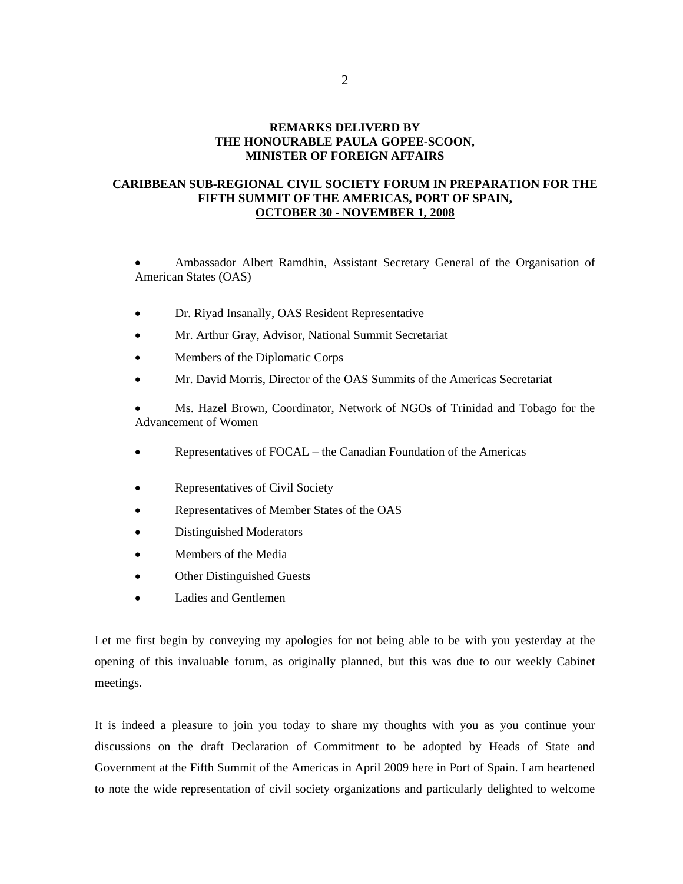**REMARKS DELIVERD BY**
**THE HONOURABLE PAULA GOPEE-SCOON,**
**MINISTER OF FOREIGN AFFAIRS**

**CARIBBEAN SUB-REGIONAL CIVIL SOCIETY FORUM IN PREPARATION FOR THE FIFTH SUMMIT OF THE AMERICAS, PORT OF SPAIN, OCTOBER 30 - NOVEMBER 1, 2008**

- Ambassador Albert Ramdhin, Assistant Secretary General of the Organisation of American States (OAS)
- Dr. Riyad Insanally, OAS Resident Representative
- Mr. Arthur Gray, Advisor, National Summit Secretariat
- Members of the Diplomatic Corps
- Mr. David Morris, Director of the OAS Summits of the Americas Secretariat
- Ms. Hazel Brown, Coordinator, Network of NGOs of Trinidad and Tobago for the Advancement of Women
- Representatives of FOCAL – the Canadian Foundation of the Americas
- Representatives of Civil Society
- Representatives of Member States of the OAS
- Distinguished Moderators
- Members of the Media
- Other Distinguished Guests
- Ladies and Gentlemen

Let me first begin by conveying my apologies for not being able to be with you yesterday at the opening of this invaluable forum, as originally planned, but this was due to our weekly Cabinet meetings.

It is indeed a pleasure to join you today to share my thoughts with you as you continue your discussions on the draft Declaration of Commitment to be adopted by Heads of State and Government at the Fifth Summit of the Americas in April 2009 here in Port of Spain. I am heartened to note the wide representation of civil society organizations and particularly delighted to welcome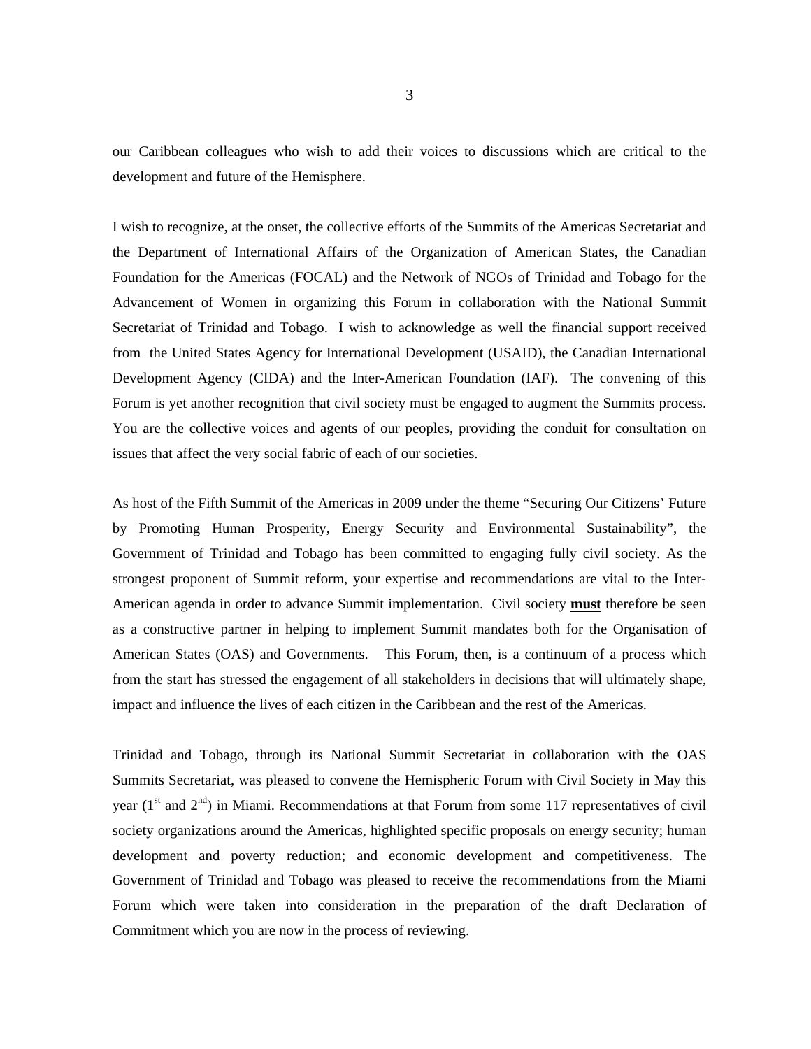our Caribbean colleagues who wish to add their voices to discussions which are critical to the development and future of the Hemisphere.

I wish to recognize, at the onset, the collective efforts of the Summits of the Americas Secretariat and the Department of International Affairs of the Organization of American States, the Canadian Foundation for the Americas (FOCAL) and the Network of NGOs of Trinidad and Tobago for the Advancement of Women in organizing this Forum in collaboration with the National Summit Secretariat of Trinidad and Tobago. I wish to acknowledge as well the financial support received from the United States Agency for International Development (USAID), the Canadian International Development Agency (CIDA) and the Inter-American Foundation (IAF). The convening of this Forum is yet another recognition that civil society must be engaged to augment the Summits process. You are the collective voices and agents of our peoples, providing the conduit for consultation on issues that affect the very social fabric of each of our societies.

As host of the Fifth Summit of the Americas in 2009 under the theme "Securing Our Citizens' Future by Promoting Human Prosperity, Energy Security and Environmental Sustainability", the Government of Trinidad and Tobago has been committed to engaging fully civil society. As the strongest proponent of Summit reform, your expertise and recommendations are vital to the Inter-American agenda in order to advance Summit implementation. Civil society **must** therefore be seen as a constructive partner in helping to implement Summit mandates both for the Organisation of American States (OAS) and Governments. This Forum, then, is a continuum of a process which from the start has stressed the engagement of all stakeholders in decisions that will ultimately shape, impact and influence the lives of each citizen in the Caribbean and the rest of the Americas.

Trinidad and Tobago, through its National Summit Secretariat in collaboration with the OAS Summits Secretariat, was pleased to convene the Hemispheric Forum with Civil Society in May this year (1st and 2nd) in Miami. Recommendations at that Forum from some 117 representatives of civil society organizations around the Americas, highlighted specific proposals on energy security; human development and poverty reduction; and economic development and competitiveness. The Government of Trinidad and Tobago was pleased to receive the recommendations from the Miami Forum which were taken into consideration in the preparation of the draft Declaration of Commitment which you are now in the process of reviewing.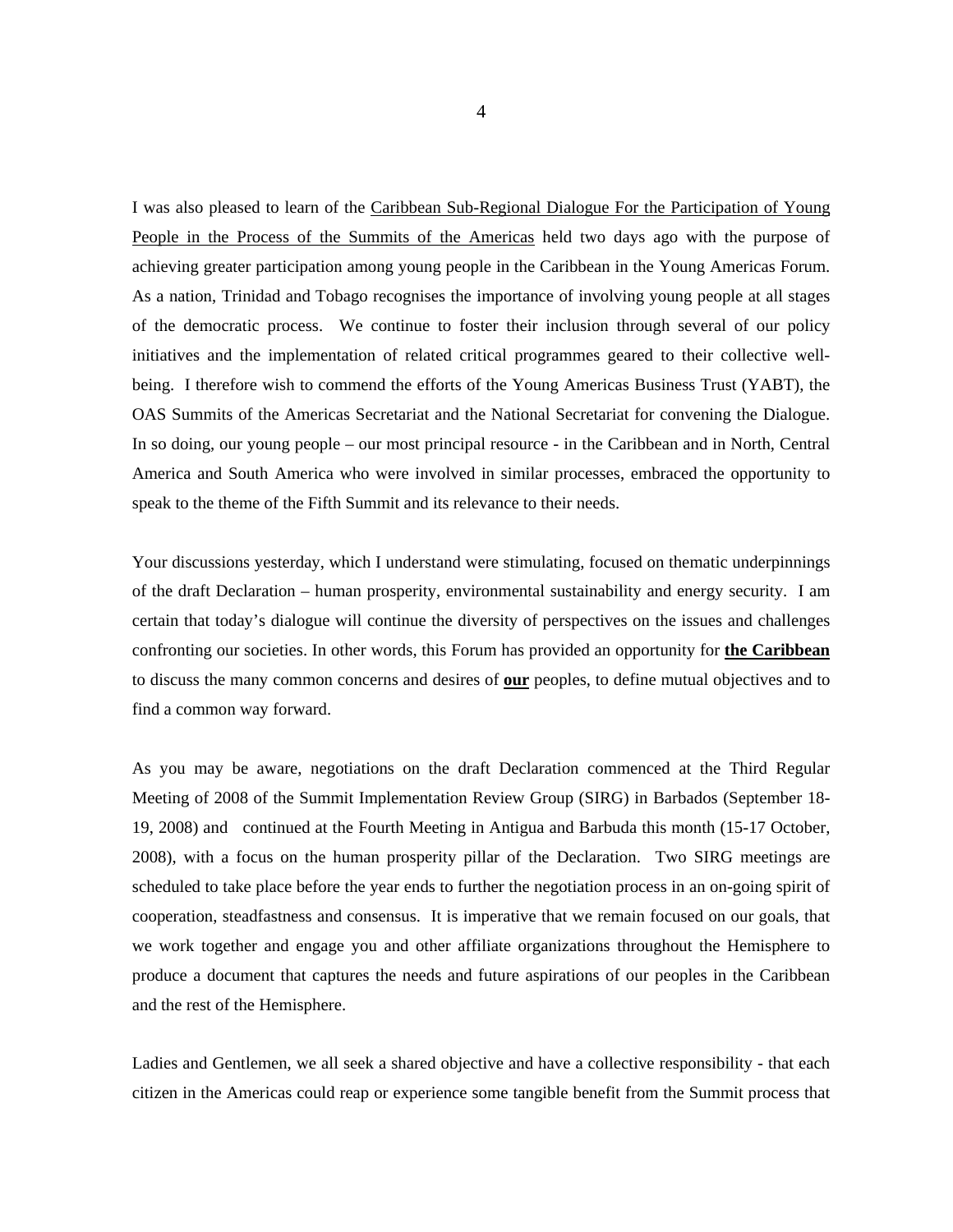I was also pleased to learn of the Caribbean Sub-Regional Dialogue For the Participation of Young People in the Process of the Summits of the Americas held two days ago with the purpose of achieving greater participation among young people in the Caribbean in the Young Americas Forum. As a nation, Trinidad and Tobago recognises the importance of involving young people at all stages of the democratic process. We continue to foster their inclusion through several of our policy initiatives and the implementation of related critical programmes geared to their collective well-being. I therefore wish to commend the efforts of the Young Americas Business Trust (YABT), the OAS Summits of the Americas Secretariat and the National Secretariat for convening the Dialogue. In so doing, our young people – our most principal resource - in the Caribbean and in North, Central America and South America who were involved in similar processes, embraced the opportunity to speak to the theme of the Fifth Summit and its relevance to their needs.

Your discussions yesterday, which I understand were stimulating, focused on thematic underpinnings of the draft Declaration – human prosperity, environmental sustainability and energy security. I am certain that today's dialogue will continue the diversity of perspectives on the issues and challenges confronting our societies. In other words, this Forum has provided an opportunity for **the Caribbean** to discuss the many common concerns and desires of **our** peoples, to define mutual objectives and to find a common way forward.

As you may be aware, negotiations on the draft Declaration commenced at the Third Regular Meeting of 2008 of the Summit Implementation Review Group (SIRG) in Barbados (September 18-19, 2008) and continued at the Fourth Meeting in Antigua and Barbuda this month (15-17 October, 2008), with a focus on the human prosperity pillar of the Declaration. Two SIRG meetings are scheduled to take place before the year ends to further the negotiation process in an on-going spirit of cooperation, steadfastness and consensus. It is imperative that we remain focused on our goals, that we work together and engage you and other affiliate organizations throughout the Hemisphere to produce a document that captures the needs and future aspirations of our peoples in the Caribbean and the rest of the Hemisphere.

Ladies and Gentlemen, we all seek a shared objective and have a collective responsibility - that each citizen in the Americas could reap or experience some tangible benefit from the Summit process that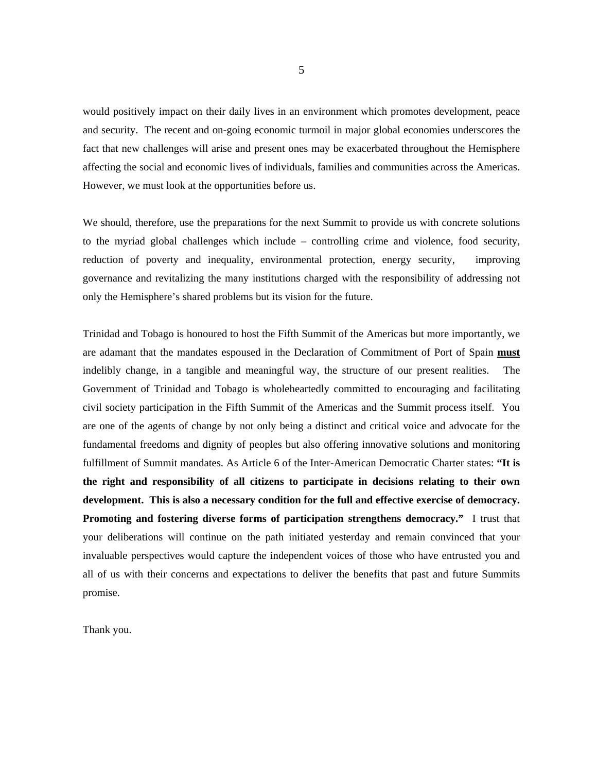would positively impact on their daily lives in an environment which promotes development, peace and security. The recent and on-going economic turmoil in major global economies underscores the fact that new challenges will arise and present ones may be exacerbated throughout the Hemisphere affecting the social and economic lives of individuals, families and communities across the Americas. However, we must look at the opportunities before us.

We should, therefore, use the preparations for the next Summit to provide us with concrete solutions to the myriad global challenges which include – controlling crime and violence, food security, reduction of poverty and inequality, environmental protection, energy security, improving governance and revitalizing the many institutions charged with the responsibility of addressing not only the Hemisphere's shared problems but its vision for the future.

Trinidad and Tobago is honoured to host the Fifth Summit of the Americas but more importantly, we are adamant that the mandates espoused in the Declaration of Commitment of Port of Spain <u>**must**</u> indelibly change, in a tangible and meaningful way, the structure of our present realities. The Government of Trinidad and Tobago is wholeheartedly committed to encouraging and facilitating civil society participation in the Fifth Summit of the Americas and the Summit process itself. You are one of the agents of change by not only being a distinct and critical voice and advocate for the fundamental freedoms and dignity of peoples but also offering innovative solutions and monitoring fulfillment of Summit mandates. As Article 6 of the Inter-American Democratic Charter states: **"It is the right and responsibility of all citizens to participate in decisions relating to their own development. This is also a necessary condition for the full and effective exercise of democracy. Promoting and fostering diverse forms of participation strengthens democracy."** I trust that your deliberations will continue on the path initiated yesterday and remain convinced that your invaluable perspectives would capture the independent voices of those who have entrusted you and all of us with their concerns and expectations to deliver the benefits that past and future Summits promise.

Thank you.